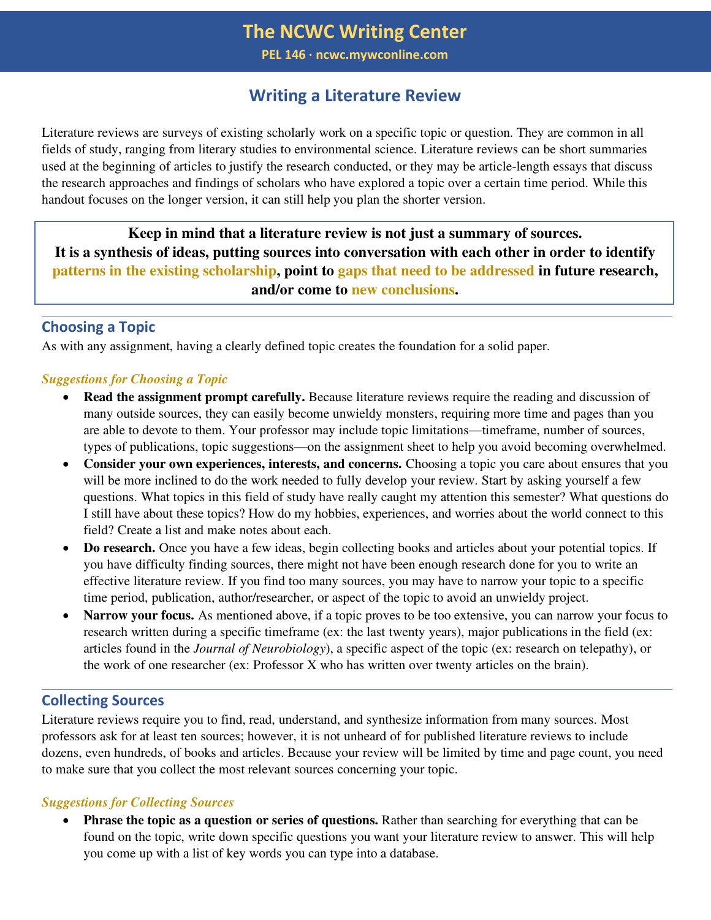# The NCWC Writing Center

**PEL 146 · ncwc.mywconline.com**

## Writing a Literature Review

Literature reviews are surveys of existing scholarly work on a specific topic or question. They are common in all fields of study, ranging from literary studies to environmental science. Literature reviews can be short summaries used at the beginning of articles to justify the research conducted, or they may be article-length essays that discuss the research approaches and findings of scholars who have explored a topic over a certain time period. While this handout focuses on the longer version, it can still help you plan the shorter version.

> **Keep in mind that a literature review is not just a summary of sources. It is a synthesis of ideas, putting sources into conversation with each other in order to identify patterns in the existing scholarship, point to gaps that need to be addressed in future research, and/or come to new conclusions.**

### Choosing a Topic

As with any assignment, having a clearly defined topic creates the foundation for a solid paper.

#### *Suggestions for Choosing a Topic*

- **Read the assignment prompt carefully.** Because literature reviews require the reading and discussion of many outside sources, they can easily become unwieldy monsters, requiring more time and pages than you are able to devote to them. Your professor may include topic limitations—timeframe, number of sources, types of publications, topic suggestions—on the assignment sheet to help you avoid becoming overwhelmed.
- **Consider your own experiences, interests, and concerns.** Choosing a topic you care about ensures that you will be more inclined to do the work needed to fully develop your review. Start by asking yourself a few questions. What topics in this field of study have really caught my attention this semester? What questions do I still have about these topics? How do my hobbies, experiences, and worries about the world connect to this field? Create a list and make notes about each.
- **Do research.** Once you have a few ideas, begin collecting books and articles about your potential topics. If you have difficulty finding sources, there might not have been enough research done for you to write an effective literature review. If you find too many sources, you may have to narrow your topic to a specific time period, publication, author/researcher, or aspect of the topic to avoid an unwieldy project.
- **Narrow your focus.** As mentioned above, if a topic proves to be too extensive, you can narrow your focus to research written during a specific timeframe (ex: the last twenty years), major publications in the field (ex: articles found in the *Journal of Neurobiology*), a specific aspect of the topic (ex: research on telepathy), or the work of one researcher (ex: Professor X who has written over twenty articles on the brain).

### Collecting Sources

Literature reviews require you to find, read, understand, and synthesize information from many sources. Most professors ask for at least ten sources; however, it is not unheard of for published literature reviews to include dozens, even hundreds, of books and articles. Because your review will be limited by time and page count, you need to make sure that you collect the most relevant sources concerning your topic.

#### *Suggestions for Collecting Sources*

- **Phrase the topic as a question or series of questions.** Rather than searching for everything that can be found on the topic, write down specific questions you want your literature review to answer. This will help you come up with a list of key words you can type into a database.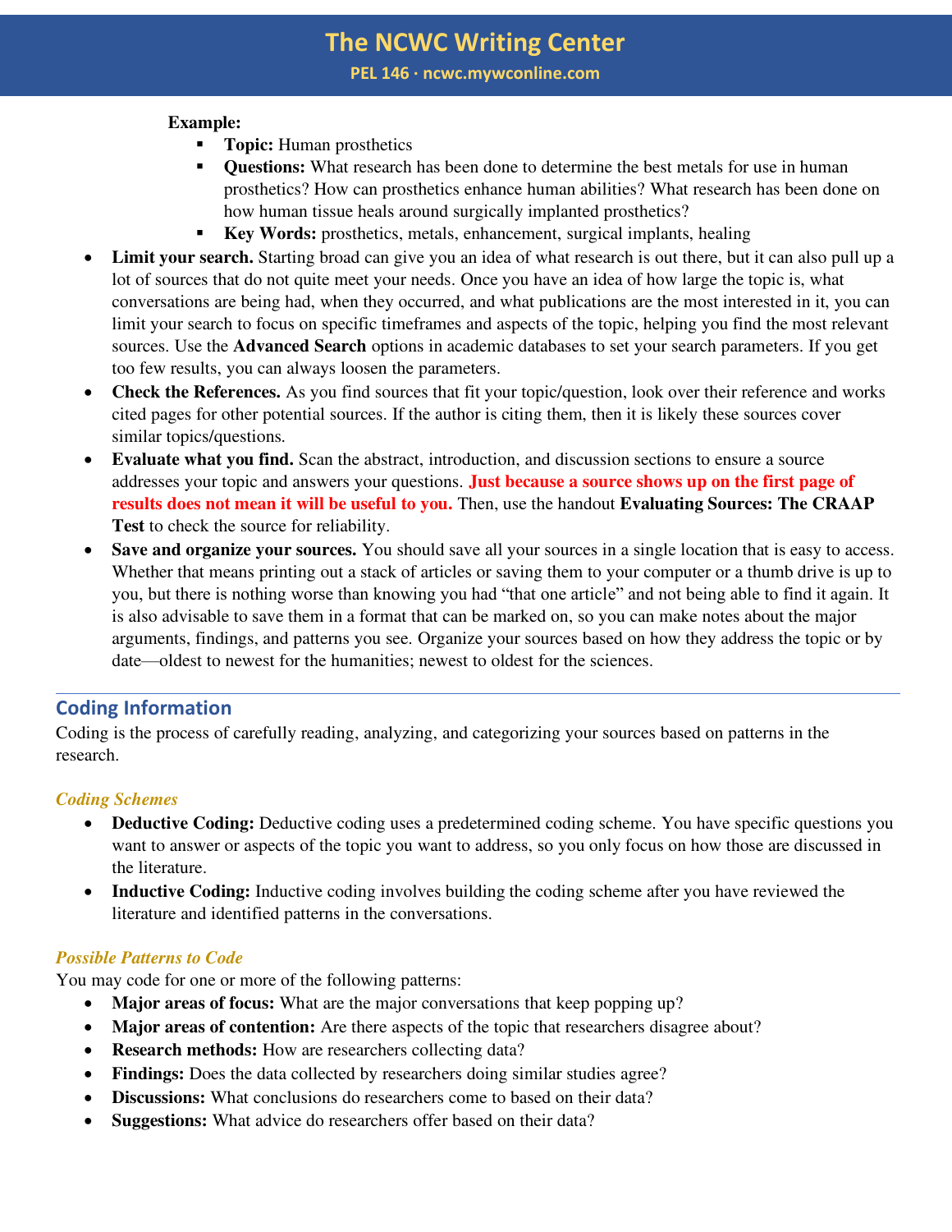**Example:**

- **Topic:** Human prosthetics
- **Questions:** What research has been done to determine the best metals for use in human prosthetics? How can prosthetics enhance human abilities? What research has been done on how human tissue heals around surgically implanted prosthetics?
- **Key Words:** prosthetics, metals, enhancement, surgical implants, healing

- **Limit your search.** Starting broad can give you an idea of what research is out there, but it can also pull up a lot of sources that do not quite meet your needs. Once you have an idea of how large the topic is, what conversations are being had, when they occurred, and what publications are the most interested in it, you can limit your search to focus on specific timeframes and aspects of the topic, helping you find the most relevant sources. Use the **Advanced Search** options in academic databases to set your search parameters. If you get too few results, you can always loosen the parameters.
- **Check the References.** As you find sources that fit your topic/question, look over their reference and works cited pages for other potential sources. If the author is citing them, then it is likely these sources cover similar topics/questions.
- **Evaluate what you find.** Scan the abstract, introduction, and discussion sections to ensure a source addresses your topic and answers your questions. **Just because a source shows up on the first page of results does not mean it will be useful to you.** Then, use the handout **Evaluating Sources: The CRAAP Test** to check the source for reliability.
- **Save and organize your sources.** You should save all your sources in a single location that is easy to access. Whether that means printing out a stack of articles or saving them to your computer or a thumb drive is up to you, but there is nothing worse than knowing you had "that one article" and not being able to find it again. It is also advisable to save them in a format that can be marked on, so you can make notes about the major arguments, findings, and patterns you see. Organize your sources based on how they address the topic or by date—oldest to newest for the humanities; newest to oldest for the sciences.

## Coding Information

Coding is the process of carefully reading, analyzing, and categorizing your sources based on patterns in the research.

### *Coding Schemes*

- **Deductive Coding:** Deductive coding uses a predetermined coding scheme. You have specific questions you want to answer or aspects of the topic you want to address, so you only focus on how those are discussed in the literature.
- **Inductive Coding:** Inductive coding involves building the coding scheme after you have reviewed the literature and identified patterns in the conversations.

### *Possible Patterns to Code*

You may code for one or more of the following patterns:

- **Major areas of focus:** What are the major conversations that keep popping up?
- **Major areas of contention:** Are there aspects of the topic that researchers disagree about?
- **Research methods:** How are researchers collecting data?
- **Findings:** Does the data collected by researchers doing similar studies agree?
- **Discussions:** What conclusions do researchers come to based on their data?
- **Suggestions:** What advice do researchers offer based on their data?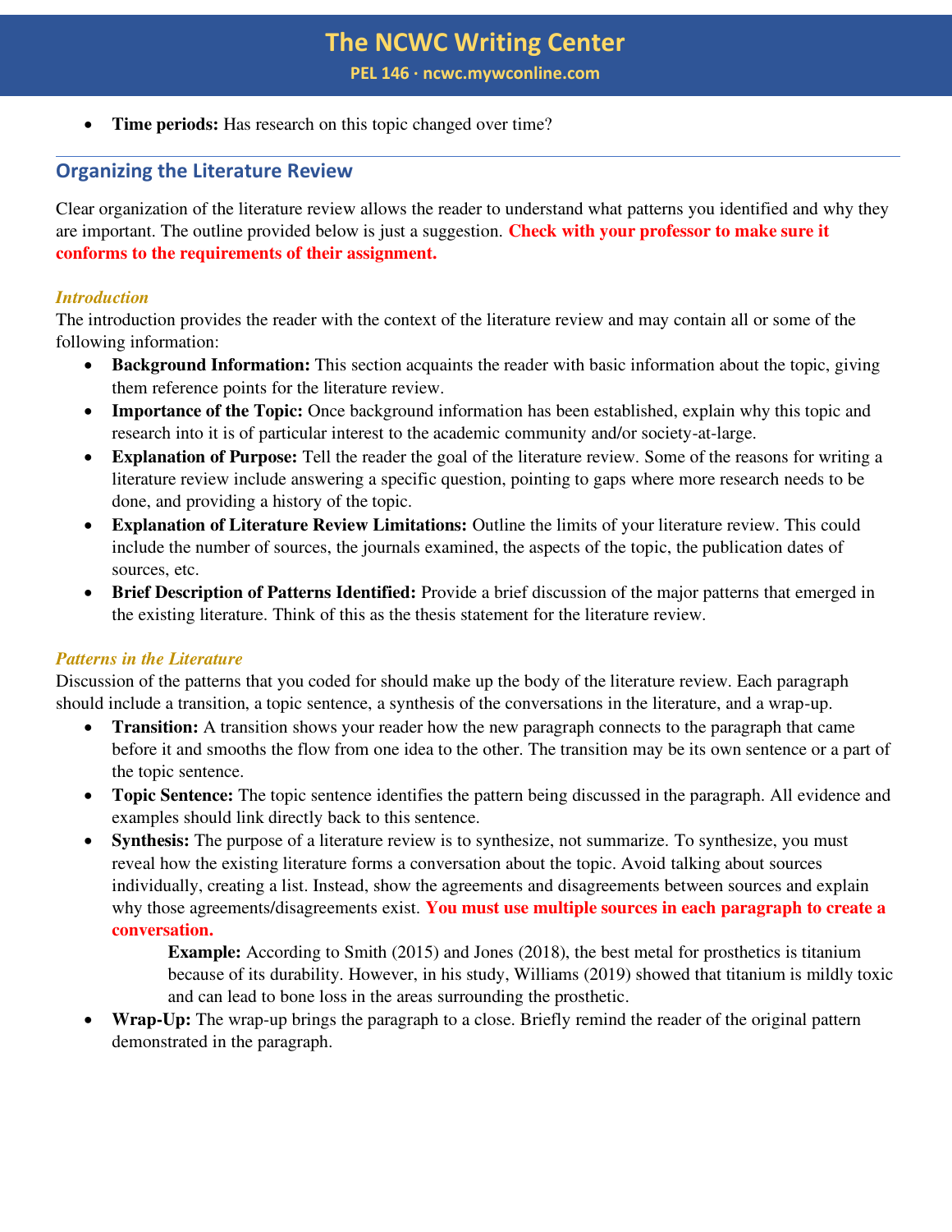- **Time periods:** Has research on this topic changed over time?

## Organizing the Literature Review

Clear organization of the literature review allows the reader to understand what patterns you identified and why they are important. The outline provided below is just a suggestion. **Check with your professor to make sure it conforms to the requirements of their assignment.**

### *Introduction*

The introduction provides the reader with the context of the literature review and may contain all or some of the following information:

- **Background Information:** This section acquaints the reader with basic information about the topic, giving them reference points for the literature review.
- **Importance of the Topic:** Once background information has been established, explain why this topic and research into it is of particular interest to the academic community and/or society-at-large.
- **Explanation of Purpose:** Tell the reader the goal of the literature review. Some of the reasons for writing a literature review include answering a specific question, pointing to gaps where more research needs to be done, and providing a history of the topic.
- **Explanation of Literature Review Limitations:** Outline the limits of your literature review. This could include the number of sources, the journals examined, the aspects of the topic, the publication dates of sources, etc.
- **Brief Description of Patterns Identified:** Provide a brief discussion of the major patterns that emerged in the existing literature. Think of this as the thesis statement for the literature review.

### *Patterns in the Literature*

Discussion of the patterns that you coded for should make up the body of the literature review. Each paragraph should include a transition, a topic sentence, a synthesis of the conversations in the literature, and a wrap-up.

- **Transition:** A transition shows your reader how the new paragraph connects to the paragraph that came before it and smooths the flow from one idea to the other. The transition may be its own sentence or a part of the topic sentence.
- **Topic Sentence:** The topic sentence identifies the pattern being discussed in the paragraph. All evidence and examples should link directly back to this sentence.
- **Synthesis:** The purpose of a literature review is to synthesize, not summarize. To synthesize, you must reveal how the existing literature forms a conversation about the topic. Avoid talking about sources individually, creating a list. Instead, show the agreements and disagreements between sources and explain why those agreements/disagreements exist. **You must use multiple sources in each paragraph to create a conversation.**

  > **Example:** According to Smith (2015) and Jones (2018), the best metal for prosthetics is titanium because of its durability. However, in his study, Williams (2019) showed that titanium is mildly toxic and can lead to bone loss in the areas surrounding the prosthetic.

- **Wrap-Up:** The wrap-up brings the paragraph to a close. Briefly remind the reader of the original pattern demonstrated in the paragraph.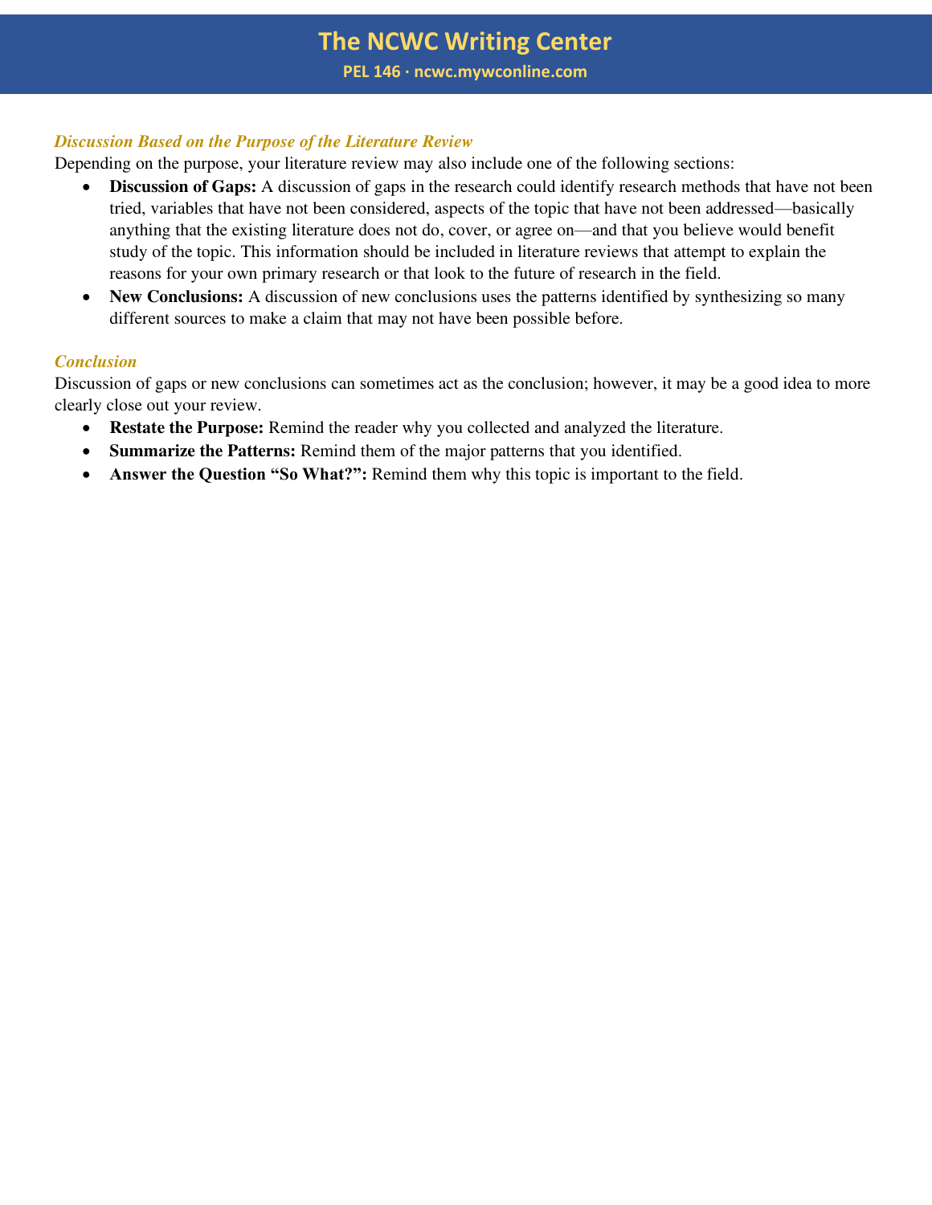### *Discussion Based on the Purpose of the Literature Review*

Depending on the purpose, your literature review may also include one of the following sections:

- **Discussion of Gaps:** A discussion of gaps in the research could identify research methods that have not been tried, variables that have not been considered, aspects of the topic that have not been addressed—basically anything that the existing literature does not do, cover, or agree on—and that you believe would benefit study of the topic. This information should be included in literature reviews that attempt to explain the reasons for your own primary research or that look to the future of research in the field.
- **New Conclusions:** A discussion of new conclusions uses the patterns identified by synthesizing so many different sources to make a claim that may not have been possible before.

### *Conclusion*

Discussion of gaps or new conclusions can sometimes act as the conclusion; however, it may be a good idea to more clearly close out your review.

- **Restate the Purpose:** Remind the reader why you collected and analyzed the literature.
- **Summarize the Patterns:** Remind them of the major patterns that you identified.
- **Answer the Question "So What?":** Remind them why this topic is important to the field.